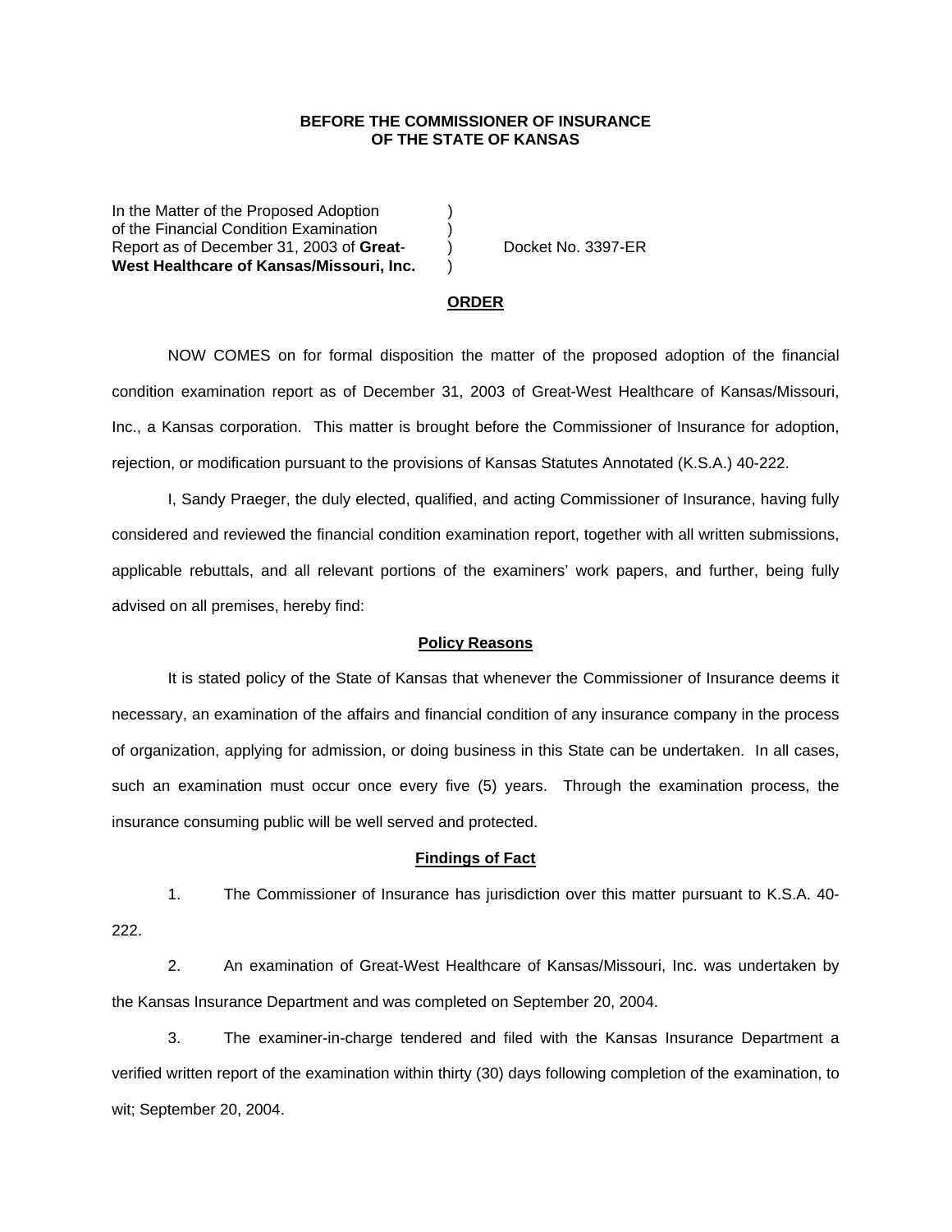**BEFORE THE COMMISSIONER OF INSURANCE**
**OF THE STATE OF KANSAS**

In the Matter of the Proposed Adoption )
of the Financial Condition Examination )
Report as of December 31, 2003 of **Great-** ) Docket No. 3397-ER
**West Healthcare of Kansas/Missouri, Inc.** )

**ORDER**

NOW COMES on for formal disposition the matter of the proposed adoption of the financial condition examination report as of December 31, 2003 of Great-West Healthcare of Kansas/Missouri, Inc., a Kansas corporation. This matter is brought before the Commissioner of Insurance for adoption, rejection, or modification pursuant to the provisions of Kansas Statutes Annotated (K.S.A.) 40-222.

I, Sandy Praeger, the duly elected, qualified, and acting Commissioner of Insurance, having fully considered and reviewed the financial condition examination report, together with all written submissions, applicable rebuttals, and all relevant portions of the examiners' work papers, and further, being fully advised on all premises, hereby find:

**Policy Reasons**

It is stated policy of the State of Kansas that whenever the Commissioner of Insurance deems it necessary, an examination of the affairs and financial condition of any insurance company in the process of organization, applying for admission, or doing business in this State can be undertaken. In all cases, such an examination must occur once every five (5) years. Through the examination process, the insurance consuming public will be well served and protected.

**Findings of Fact**

1. The Commissioner of Insurance has jurisdiction over this matter pursuant to K.S.A. 40-222.

2. An examination of Great-West Healthcare of Kansas/Missouri, Inc. was undertaken by the Kansas Insurance Department and was completed on September 20, 2004.

3. The examiner-in-charge tendered and filed with the Kansas Insurance Department a verified written report of the examination within thirty (30) days following completion of the examination, to wit; September 20, 2004.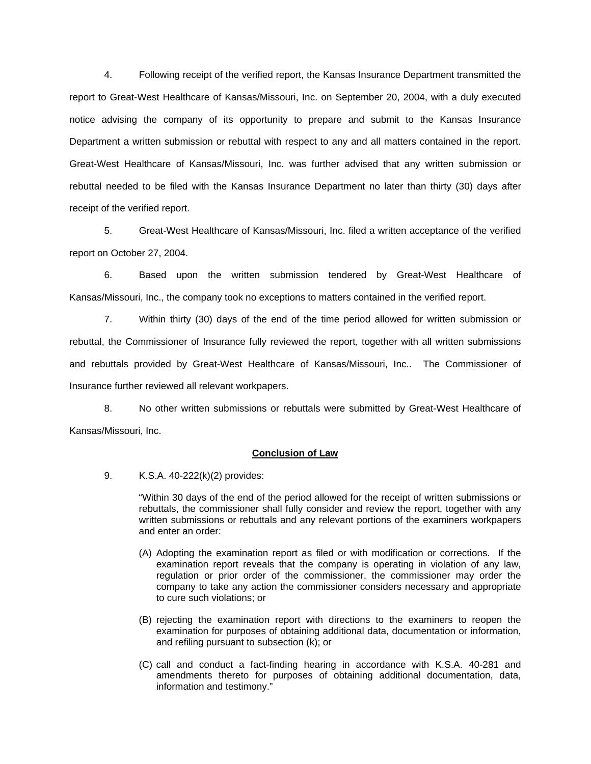4. Following receipt of the verified report, the Kansas Insurance Department transmitted the report to Great-West Healthcare of Kansas/Missouri, Inc. on September 20, 2004, with a duly executed notice advising the company of its opportunity to prepare and submit to the Kansas Insurance Department a written submission or rebuttal with respect to any and all matters contained in the report. Great-West Healthcare of Kansas/Missouri, Inc. was further advised that any written submission or rebuttal needed to be filed with the Kansas Insurance Department no later than thirty (30) days after receipt of the verified report.

5. Great-West Healthcare of Kansas/Missouri, Inc. filed a written acceptance of the verified report on October 27, 2004.

6. Based upon the written submission tendered by Great-West Healthcare of Kansas/Missouri, Inc., the company took no exceptions to matters contained in the verified report.

7. Within thirty (30) days of the end of the time period allowed for written submission or rebuttal, the Commissioner of Insurance fully reviewed the report, together with all written submissions and rebuttals provided by Great-West Healthcare of Kansas/Missouri, Inc.. The Commissioner of Insurance further reviewed all relevant workpapers.

8. No other written submissions or rebuttals were submitted by Great-West Healthcare of Kansas/Missouri, Inc.

**Conclusion of Law**

9. K.S.A. 40-222(k)(2) provides:

> "Within 30 days of the end of the period allowed for the receipt of written submissions or rebuttals, the commissioner shall fully consider and review the report, together with any written submissions or rebuttals and any relevant portions of the examiners workpapers and enter an order:
>
> (A) Adopting the examination report as filed or with modification or corrections. If the examination report reveals that the company is operating in violation of any law, regulation or prior order of the commissioner, the commissioner may order the company to take any action the commissioner considers necessary and appropriate to cure such violations; or
>
> (B) rejecting the examination report with directions to the examiners to reopen the examination for purposes of obtaining additional data, documentation or information, and refiling pursuant to subsection (k); or
>
> (C) call and conduct a fact-finding hearing in accordance with K.S.A. 40-281 and amendments thereto for purposes of obtaining additional documentation, data, information and testimony."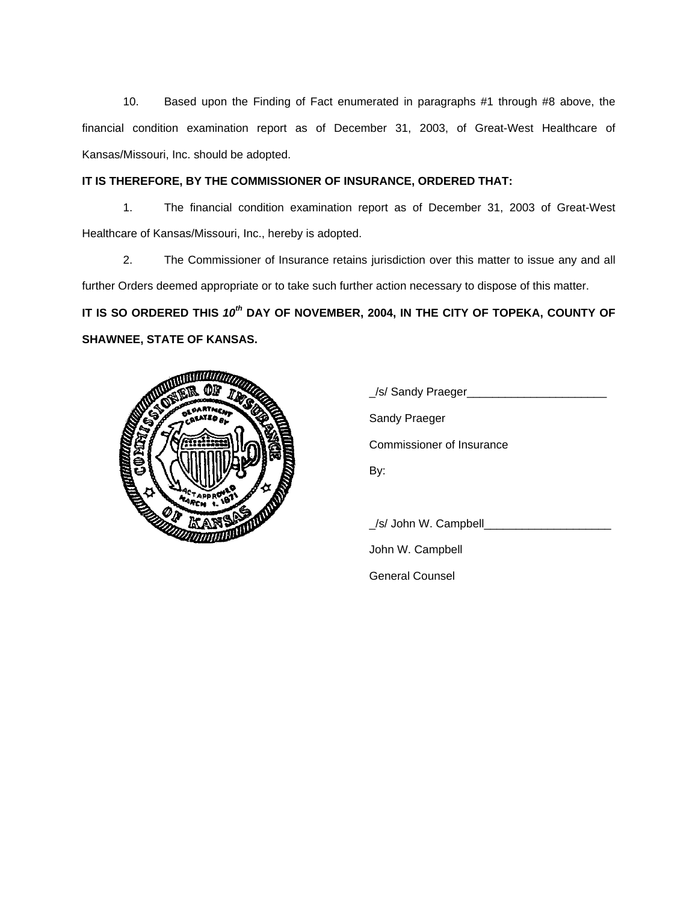10. Based upon the Finding of Fact enumerated in paragraphs #1 through #8 above, the financial condition examination report as of December 31, 2003, of Great-West Healthcare of Kansas/Missouri, Inc. should be adopted.

**IT IS THEREFORE, BY THE COMMISSIONER OF INSURANCE, ORDERED THAT:**

1. The financial condition examination report as of December 31, 2003 of Great-West Healthcare of Kansas/Missouri, Inc., hereby is adopted.

2. The Commissioner of Insurance retains jurisdiction over this matter to issue any and all further Orders deemed appropriate or to take such further action necessary to dispose of this matter.

**IT IS SO ORDERED THIS *10th* DAY OF NOVEMBER, 2004, IN THE CITY OF TOPEKA, COUNTY OF SHAWNEE, STATE OF KANSAS.**

_/s/ Sandy Praeger______________________

Sandy Praeger

Commissioner of Insurance

By:

_/s/ John W. Campbell____________________

John W. Campbell

General Counsel